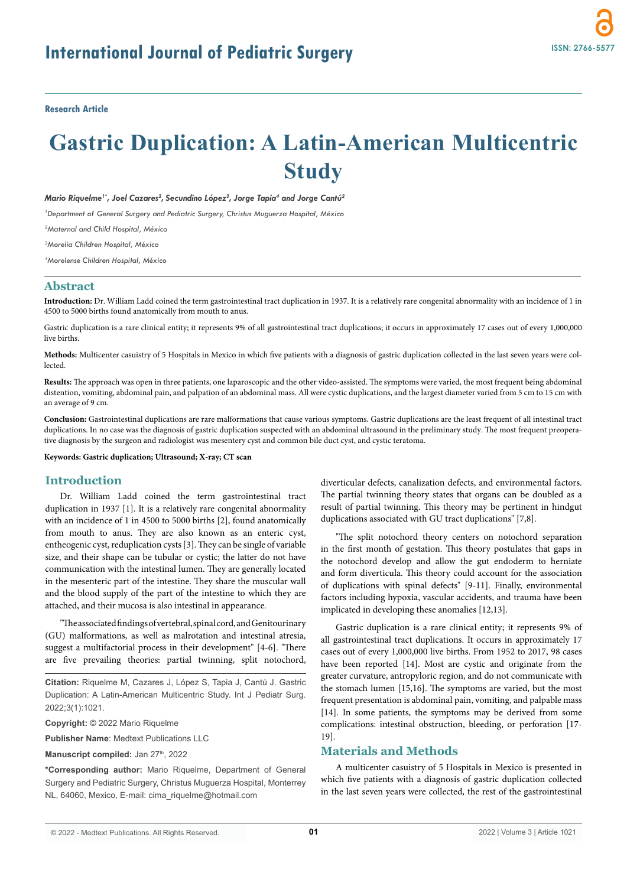Research Article

# Gastric Duplication: A Latin-American Multicentric Study

*Mario Riquelme[1]\*, Joel Cazares[2], Secundino López[3], Jorge Tapia[4] and Jorge Cantú[2]*

[1]*Department of General Surgery and Pediatric Surgery, Christus Muguerza Hospital, México*

[2]*Maternal and Child Hospital, México*

[3]*Morelia Children Hospital, México*

[4]*Morelense Children Hospital, México*

## Abstract

**Introduction:** Dr. William Ladd coined the term gastrointestinal tract duplication in 1937. It is a relatively rare congenital abnormality with an incidence of 1 in 4500 to 5000 births found anatomically from mouth to anus.

Gastric duplication is a rare clinical entity; it represents 9% of all gastrointestinal tract duplications; it occurs in approximately 17 cases out of every 1,000,000 live births.

**Methods:** Multicenter casuistry of 5 Hospitals in Mexico in which five patients with a diagnosis of gastric duplication collected in the last seven years were collected.

**Results:** The approach was open in three patients, one laparoscopic and the other video-assisted. The symptoms were varied, the most frequent being abdominal distention, vomiting, abdominal pain, and palpation of an abdominal mass. All were cystic duplications, and the largest diameter varied from 5 cm to 15 cm with an average of 9 cm.

**Conclusion:** Gastrointestinal duplications are rare malformations that cause various symptoms. Gastric duplications are the least frequent of all intestinal tract duplications. In no case was the diagnosis of gastric duplication suspected with an abdominal ultrasound in the preliminary study. The most frequent preoperative diagnosis by the surgeon and radiologist was mesentery cyst and common bile duct cyst, and cystic teratoma.

**Keywords: Gastric duplication; Ultrasound; X-ray; CT scan**

## Introduction

Dr. William Ladd coined the term gastrointestinal tract duplication in 1937 [1]. It is a relatively rare congenital abnormality with an incidence of 1 in 4500 to 5000 births [2], found anatomically from mouth to anus. They are also known as an enteric cyst, entheogenic cyst, reduplication cysts [3]. They can be single of variable size, and their shape can be tubular or cystic; the latter do not have communication with the intestinal lumen. They are generally located in the mesenteric part of the intestine. They share the muscular wall and the blood supply of the part of the intestine to which they are attached, and their mucosa is also intestinal in appearance.

"The associated findings of vertebral, spinal cord, and Genitourinary (GU) malformations, as well as malrotation and intestinal atresia, suggest a multifactorial process in their development" [4-6]. "There are five prevailing theories: partial twinning, split notochord, diverticular defects, canalization defects, and environmental factors. The partial twinning theory states that organs can be doubled as a result of partial twinning. This theory may be pertinent in hindgut duplications associated with GU tract duplications" [7,8].

"The split notochord theory centers on notochord separation in the first month of gestation. This theory postulates that gaps in the notochord develop and allow the gut endoderm to herniate and form diverticula. This theory could account for the association of duplications with spinal defects" [9-11]. Finally, environmental factors including hypoxia, vascular accidents, and trauma have been implicated in developing these anomalies [12,13].

Gastric duplication is a rare clinical entity; it represents 9% of all gastrointestinal tract duplications. It occurs in approximately 17 cases out of every 1,000,000 live births. From 1952 to 2017, 98 cases have been reported [14]. Most are cystic and originate from the greater curvature, antropyloric region, and do not communicate with the stomach lumen [15,16]. The symptoms are varied, but the most frequent presentation is abdominal pain, vomiting, and palpable mass [14]. In some patients, the symptoms may be derived from some complications: intestinal obstruction, bleeding, or perforation [17-19].

## Materials and Methods

A multicenter casuistry of 5 Hospitals in Mexico is presented in which five patients with a diagnosis of gastric duplication collected in the last seven years were collected, the rest of the gastrointestinal

**Citation:** Riquelme M, Cazares J, López S, Tapia J, Cantú J. Gastric Duplication: A Latin-American Multicentric Study. Int J Pediatr Surg. 2022;3(1):1021.

**Copyright:** © 2022 Mario Riquelme

**Publisher Name**: Medtext Publications LLC

**Manuscript compiled:** Jan 27th, 2022

**\*Corresponding author:** Mario Riquelme, Department of General Surgery and Pediatric Surgery, Christus Muguerza Hospital, Monterrey NL, 64060, Mexico, E-mail: cima_riquelme@hotmail.com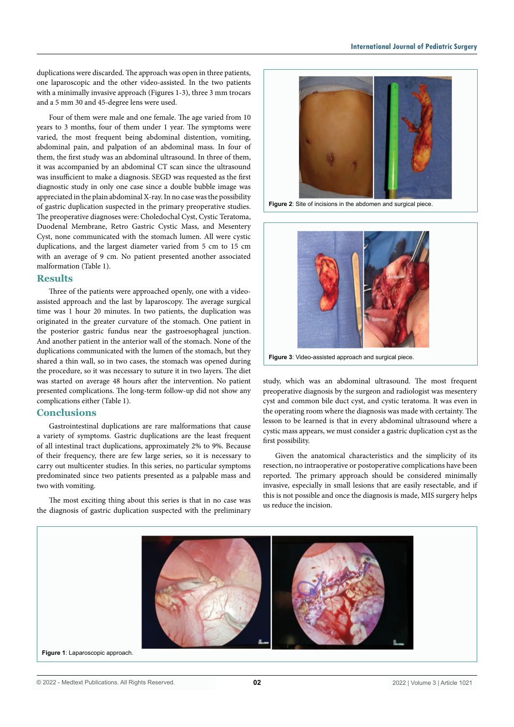duplications were discarded. The approach was open in three patients, one laparoscopic and the other video-assisted. In the two patients with a minimally invasive approach (Figures 1-3), three 3 mm trocars and a 5 mm 30 and 45-degree lens were used.

Four of them were male and one female. The age varied from 10 years to 3 months, four of them under 1 year. The symptoms were varied, the most frequent being abdominal distention, vomiting, abdominal pain, and palpation of an abdominal mass. In four of them, the first study was an abdominal ultrasound. In three of them, it was accompanied by an abdominal CT scan since the ultrasound was insufficient to make a diagnosis. SEGD was requested as the first diagnostic study in only one case since a double bubble image was appreciated in the plain abdominal X-ray. In no case was the possibility of gastric duplication suspected in the primary preoperative studies. The preoperative diagnoses were: Choledochal Cyst, Cystic Teratoma, Duodenal Membrane, Retro Gastric Cystic Mass, and Mesentery Cyst, none communicated with the stomach lumen. All were cystic duplications, and the largest diameter varied from 5 cm to 15 cm with an average of 9 cm. No patient presented another associated malformation (Table 1).

## Results

Three of the patients were approached openly, one with a video-assisted approach and the last by laparoscopy. The average surgical time was 1 hour 20 minutes. In two patients, the duplication was originated in the greater curvature of the stomach. One patient in the posterior gastric fundus near the gastroesophageal junction. And another patient in the anterior wall of the stomach. None of the duplications communicated with the lumen of the stomach, but they shared a thin wall, so in two cases, the stomach was opened during the procedure, so it was necessary to suture it in two layers. The diet was started on average 48 hours after the intervention. No patient presented complications. The long-term follow-up did not show any complications either (Table 1).

## Conclusions

Gastrointestinal duplications are rare malformations that cause a variety of symptoms. Gastric duplications are the least frequent of all intestinal tract duplications, approximately 2% to 9%. Because of their frequency, there are few large series, so it is necessary to carry out multicenter studies. In this series, no particular symptoms predominated since two patients presented as a palpable mass and two with vomiting.

The most exciting thing about this series is that in no case was the diagnosis of gastric duplication suspected with the preliminary study, which was an abdominal ultrasound. The most frequent preoperative diagnosis by the surgeon and radiologist was mesentery cyst and common bile duct cyst, and cystic teratoma. It was even in the operating room where the diagnosis was made with certainty. The lesson to be learned is that in every abdominal ultrasound where a cystic mass appears, we must consider a gastric duplication cyst as the first possibility.

Given the anatomical characteristics and the simplicity of its resection, no intraoperative or postoperative complications have been reported. The primary approach should be considered minimally invasive, especially in small lesions that are easily resectable, and if this is not possible and once the diagnosis is made, MIS surgery helps us reduce the incision.

**Figure 2**: Site of incisions in the abdomen and surgical piece.

**Figure 3**: Video-assisted approach and surgical piece.

**Figure 1**: Laparoscopic approach.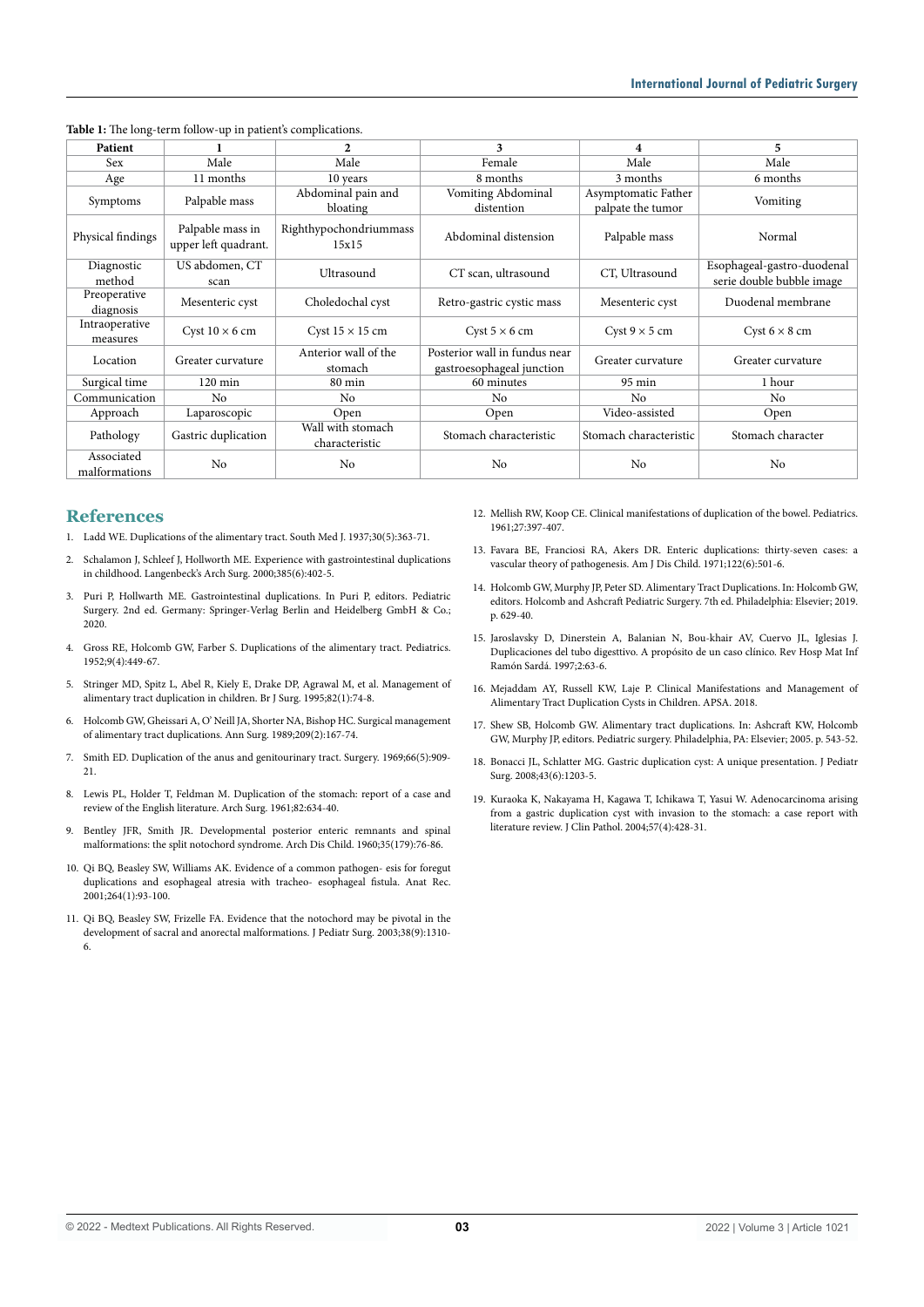**Table 1:** The long-term follow-up in patient's complications.

| Patient | 1 | 2 | 3 | 4 | 5 |
|---|---|---|---|---|---|
| Sex | Male | Male | Female | Male | Male |
| Age | 11 months | 10 years | 8 months | 3 months | 6 months |
| Symptoms | Palpable mass | Abdominal pain and bloating | Vomiting Abdominal distention | Asymptomatic Father palpate the tumor | Vomiting |
| Physical findings | Palpable mass in upper left quadrant. | Righthypochondriummass 15x15 | Abdominal distension | Palpable mass | Normal |
| Diagnostic method | US abdomen, CT scan | Ultrasound | CT scan, ultrasound | CT, Ultrasound | Esophageal-gastro-duodenal serie double bubble image |
| Preoperative diagnosis | Mesenteric cyst | Choledochal cyst | Retro-gastric cystic mass | Mesenteric cyst | Duodenal membrane |
| Intraoperative measures | Cyst 10 × 6 cm | Cyst 15 × 15 cm | Cyst 5 × 6 cm | Cyst 9 × 5 cm | Cyst 6 × 8 cm |
| Location | Greater curvature | Anterior wall of the stomach | Posterior wall in fundus near gastroesophageal junction | Greater curvature | Greater curvature |
| Surgical time | 120 min | 80 min | 60 minutes | 95 min | 1 hour |
| Communication | No | No | No | No | No |
| Approach | Laparoscopic | Open | Open | Video-assisted | Open |
| Pathology | Gastric duplication | Wall with stomach characteristic | Stomach characteristic | Stomach characteristic | Stomach character |
| Associated malformations | No | No | No | No | No |

## References

1. Ladd WE. Duplications of the alimentary tract. South Med J. 1937;30(5):363-71.
2. Schalamon J, Schleef J, Hollworth ME. Experience with gastrointestinal duplications in childhood. Langenbeck's Arch Surg. 2000;385(6):402-5.
3. Puri P, Hollwarth ME. Gastrointestinal duplications. In Puri P, editors. Pediatric Surgery. 2nd ed. Germany: Springer-Verlag Berlin and Heidelberg GmbH & Co.; 2020.
4. Gross RE, Holcomb GW, Farber S. Duplications of the alimentary tract. Pediatrics. 1952;9(4):449-67.
5. Stringer MD, Spitz L, Abel R, Kiely E, Drake DP, Agrawal M, et al. Management of alimentary tract duplication in children. Br J Surg. 1995;82(1):74-8.
6. Holcomb GW, Gheissari A, O' Neill JA, Shorter NA, Bishop HC. Surgical management of alimentary tract duplications. Ann Surg. 1989;209(2):167-74.
7. Smith ED. Duplication of the anus and genitourinary tract. Surgery. 1969;66(5):909-21.
8. Lewis PL, Holder T, Feldman M. Duplication of the stomach: report of a case and review of the English literature. Arch Surg. 1961;82:634-40.
9. Bentley JFR, Smith JR. Developmental posterior enteric remnants and spinal malformations: the split notochord syndrome. Arch Dis Child. 1960;35(179):76-86.
10. Qi BQ, Beasley SW, Williams AK. Evidence of a common pathogen- esis for foregut duplications and esophageal atresia with tracheo- esophageal fistula. Anat Rec. 2001;264(1):93-100.
11. Qi BQ, Beasley SW, Frizelle FA. Evidence that the notochord may be pivotal in the development of sacral and anorectal malformations. J Pediatr Surg. 2003;38(9):1310-6.
12. Mellish RW, Koop CE. Clinical manifestations of duplication of the bowel. Pediatrics. 1961;27:397-407.
13. Favara BE, Franciosi RA, Akers DR. Enteric duplications: thirty-seven cases: a vascular theory of pathogenesis. Am J Dis Child. 1971;122(6):501-6.
14. Holcomb GW, Murphy JP, Peter SD. Alimentary Tract Duplications. In: Holcomb GW, editors. Holcomb and Ashcraft Pediatric Surgery. 7th ed. Philadelphia: Elsevier; 2019. p. 629-40.
15. Jaroslavsky D, Dinerstein A, Balanian N, Bou-khair AV, Cuervo JL, Iglesias J. Duplicaciones del tubo digesttivo. A propósito de un caso clínico. Rev Hosp Mat Inf Ramón Sardá. 1997;2:63-6.
16. Mejaddam AY, Russell KW, Laje P. Clinical Manifestations and Management of Alimentary Tract Duplication Cysts in Children. APSA. 2018.
17. Shew SB, Holcomb GW. Alimentary tract duplications. In: Ashcraft KW, Holcomb GW, Murphy JP, editors. Pediatric surgery. Philadelphia, PA: Elsevier; 2005. p. 543-52.
18. Bonacci JL, Schlatter MG. Gastric duplication cyst: A unique presentation. J Pediatr Surg. 2008;43(6):1203-5.
19. Kuraoka K, Nakayama H, Kagawa T, Ichikawa T, Yasui W. Adenocarcinoma arising from a gastric duplication cyst with invasion to the stomach: a case report with literature review. J Clin Pathol. 2004;57(4):428-31.